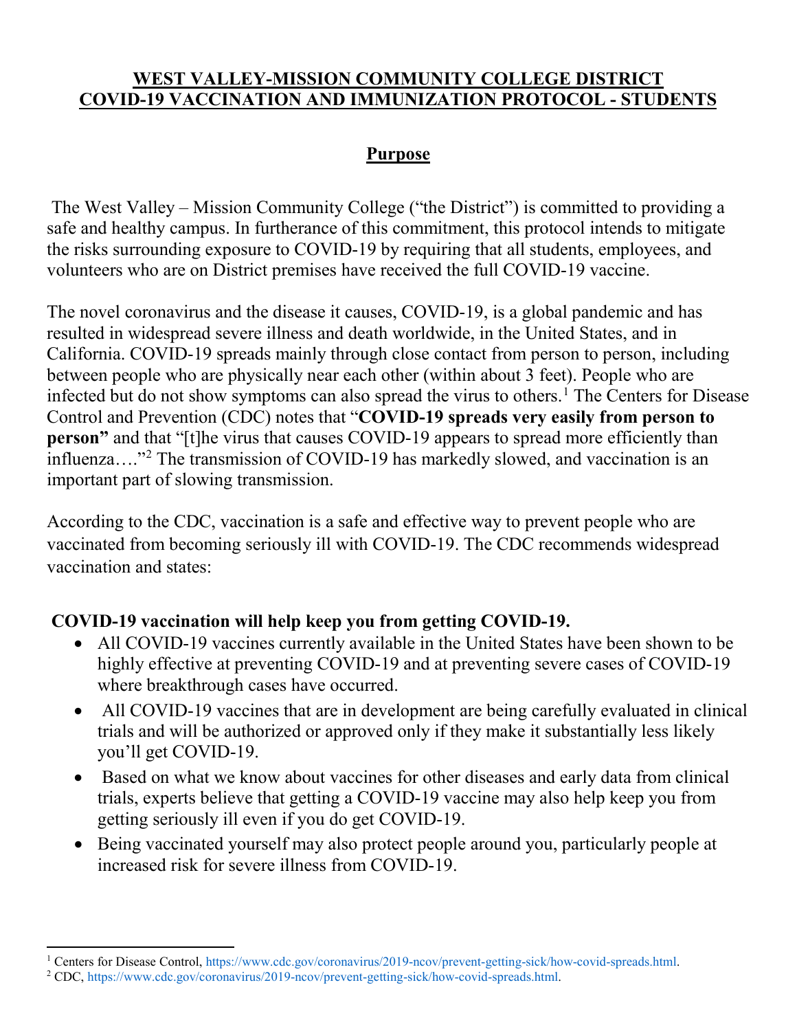# WEST VALLEY-MISSION COMMUNITY COLLEGE DISTRICT COVID-19 VACCINATION AND IMMUNIZATION PROTOCOL - STUDENTS

## Purpose

The West Valley – Mission Community College ("the District") is committed to providing a safe and healthy campus. In furtherance of this commitment, this protocol intends to mitigate the risks surrounding exposure to COVID-19 by requiring that all students, employees, and volunteers who are on District premises have received the full COVID-19 vaccine.

The novel coronavirus and the disease it causes, COVID-19, is a global pandemic and has resulted in widespread severe illness and death worldwide, in the United States, and in California. COVID-19 spreads mainly through close contact from person to person, including between people who are physically near each other (within about 3 feet). People who are infected but do not show symptoms can also spread the virus to others.[1] The Centers for Disease Control and Prevention (CDC) notes that "**COVID-19 spreads very easily from person to person"** and that "[t]he virus that causes COVID-19 appears to spread more efficiently than influenza…."[2] The transmission of COVID-19 has markedly slowed, and vaccination is an important part of slowing transmission.

According to the CDC, vaccination is a safe and effective way to prevent people who are vaccinated from becoming seriously ill with COVID-19. The CDC recommends widespread vaccination and states:

**COVID-19 vaccination will help keep you from getting COVID-19.**

- All COVID-19 vaccines currently available in the United States have been shown to be highly effective at preventing COVID-19 and at preventing severe cases of COVID-19 where breakthrough cases have occurred.
- All COVID-19 vaccines that are in development are being carefully evaluated in clinical trials and will be authorized or approved only if they make it substantially less likely you'll get COVID-19.
- Based on what we know about vaccines for other diseases and early data from clinical trials, experts believe that getting a COVID-19 vaccine may also help keep you from getting seriously ill even if you do get COVID-19.
- Being vaccinated yourself may also protect people around you, particularly people at increased risk for severe illness from COVID-19.

---

[1] Centers for Disease Control, https://www.cdc.gov/coronavirus/2019-ncov/prevent-getting-sick/how-covid-spreads.html.

[2] CDC, https://www.cdc.gov/coronavirus/2019-ncov/prevent-getting-sick/how-covid-spreads.html.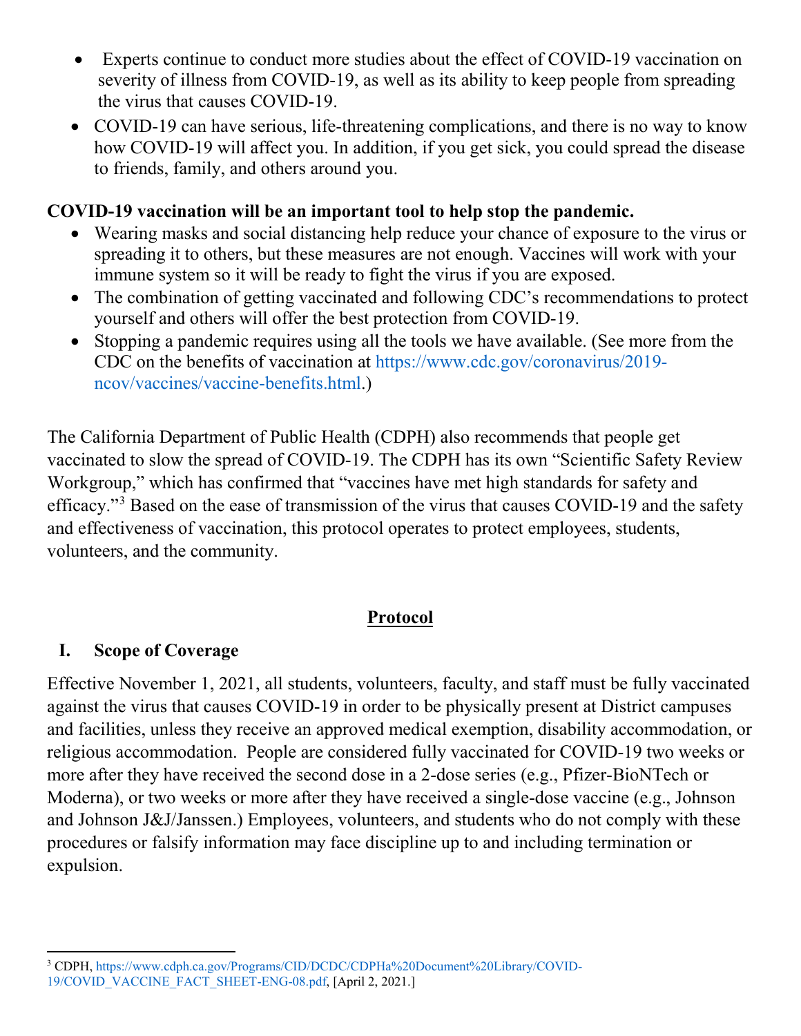- Experts continue to conduct more studies about the effect of COVID-19 vaccination on severity of illness from COVID-19, as well as its ability to keep people from spreading the virus that causes COVID-19.
- COVID-19 can have serious, life-threatening complications, and there is no way to know how COVID-19 will affect you. In addition, if you get sick, you could spread the disease to friends, family, and others around you.

**COVID-19 vaccination will be an important tool to help stop the pandemic.**

- Wearing masks and social distancing help reduce your chance of exposure to the virus or spreading it to others, but these measures are not enough. Vaccines will work with your immune system so it will be ready to fight the virus if you are exposed.
- The combination of getting vaccinated and following CDC's recommendations to protect yourself and others will offer the best protection from COVID-19.
- Stopping a pandemic requires using all the tools we have available. (See more from the CDC on the benefits of vaccination at https://www.cdc.gov/coronavirus/2019-ncov/vaccines/vaccine-benefits.html.)

The California Department of Public Health (CDPH) also recommends that people get vaccinated to slow the spread of COVID-19. The CDPH has its own "Scientific Safety Review Workgroup," which has confirmed that "vaccines have met high standards for safety and efficacy."[3] Based on the ease of transmission of the virus that causes COVID-19 and the safety and effectiveness of vaccination, this protocol operates to protect employees, students, volunteers, and the community.

## Protocol

### I. Scope of Coverage

Effective November 1, 2021, all students, volunteers, faculty, and staff must be fully vaccinated against the virus that causes COVID-19 in order to be physically present at District campuses and facilities, unless they receive an approved medical exemption, disability accommodation, or religious accommodation. People are considered fully vaccinated for COVID-19 two weeks or more after they have received the second dose in a 2-dose series (e.g., Pfizer-BioNTech or Moderna), or two weeks or more after they have received a single-dose vaccine (e.g., Johnson and Johnson J&J/Janssen.) Employees, volunteers, and students who do not comply with these procedures or falsify information may face discipline up to and including termination or expulsion.

[3] CDPH, https://www.cdph.ca.gov/Programs/CID/DCDC/CDPHa%20Document%20Library/COVID-19/COVID_VACCINE_FACT_SHEET-ENG-08.pdf, [April 2, 2021.]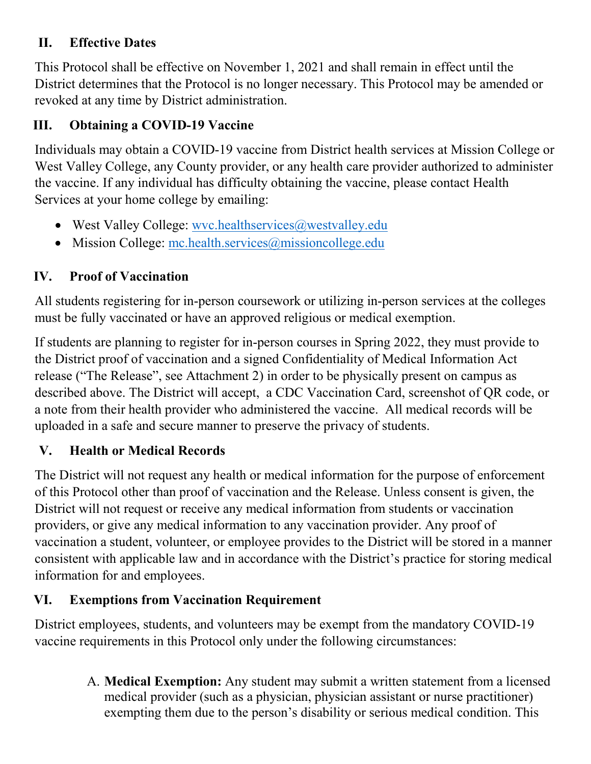## II. Effective Dates

This Protocol shall be effective on November 1, 2021 and shall remain in effect until the District determines that the Protocol is no longer necessary. This Protocol may be amended or revoked at any time by District administration.

## III. Obtaining a COVID-19 Vaccine

Individuals may obtain a COVID-19 vaccine from District health services at Mission College or West Valley College, any County provider, or any health care provider authorized to administer the vaccine. If any individual has difficulty obtaining the vaccine, please contact Health Services at your home college by emailing:

- West Valley College: wvc.healthservices@westvalley.edu
- Mission College: mc.health.services@missioncollege.edu

## IV. Proof of Vaccination

All students registering for in-person coursework or utilizing in-person services at the colleges must be fully vaccinated or have an approved religious or medical exemption.

If students are planning to register for in-person courses in Spring 2022, they must provide to the District proof of vaccination and a signed Confidentiality of Medical Information Act release ("The Release", see Attachment 2) in order to be physically present on campus as described above. The District will accept, a CDC Vaccination Card, screenshot of QR code, or a note from their health provider who administered the vaccine. All medical records will be uploaded in a safe and secure manner to preserve the privacy of students.

## V. Health or Medical Records

The District will not request any health or medical information for the purpose of enforcement of this Protocol other than proof of vaccination and the Release. Unless consent is given, the District will not request or receive any medical information from students or vaccination providers, or give any medical information to any vaccination provider. Any proof of vaccination a student, volunteer, or employee provides to the District will be stored in a manner consistent with applicable law and in accordance with the District's practice for storing medical information for and employees.

## VI. Exemptions from Vaccination Requirement

District employees, students, and volunteers may be exempt from the mandatory COVID-19 vaccine requirements in this Protocol only under the following circumstances:

A. **Medical Exemption:** Any student may submit a written statement from a licensed medical provider (such as a physician, physician assistant or nurse practitioner) exempting them due to the person's disability or serious medical condition. This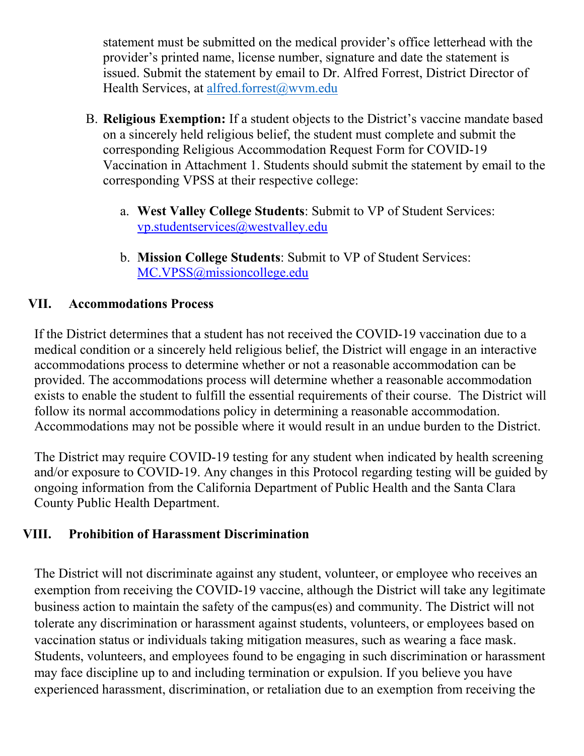statement must be submitted on the medical provider's office letterhead with the provider's printed name, license number, signature and date the statement is issued. Submit the statement by email to Dr. Alfred Forrest, District Director of Health Services, at alfred.forrest@wvm.edu

B. **Religious Exemption:** If a student objects to the District's vaccine mandate based on a sincerely held religious belief, the student must complete and submit the corresponding Religious Accommodation Request Form for COVID-19 Vaccination in Attachment 1. Students should submit the statement by email to the corresponding VPSS at their respective college:

   a. **West Valley College Students**: Submit to VP of Student Services: vp.studentservices@westvalley.edu

   b. **Mission College Students**: Submit to VP of Student Services: MC.VPSS@missioncollege.edu

## VII. Accommodations Process

If the District determines that a student has not received the COVID-19 vaccination due to a medical condition or a sincerely held religious belief, the District will engage in an interactive accommodations process to determine whether or not a reasonable accommodation can be provided. The accommodations process will determine whether a reasonable accommodation exists to enable the student to fulfill the essential requirements of their course. The District will follow its normal accommodations policy in determining a reasonable accommodation. Accommodations may not be possible where it would result in an undue burden to the District.

The District may require COVID-19 testing for any student when indicated by health screening and/or exposure to COVID-19. Any changes in this Protocol regarding testing will be guided by ongoing information from the California Department of Public Health and the Santa Clara County Public Health Department.

## VIII. Prohibition of Harassment Discrimination

The District will not discriminate against any student, volunteer, or employee who receives an exemption from receiving the COVID-19 vaccine, although the District will take any legitimate business action to maintain the safety of the campus(es) and community. The District will not tolerate any discrimination or harassment against students, volunteers, or employees based on vaccination status or individuals taking mitigation measures, such as wearing a face mask. Students, volunteers, and employees found to be engaging in such discrimination or harassment may face discipline up to and including termination or expulsion. If you believe you have experienced harassment, discrimination, or retaliation due to an exemption from receiving the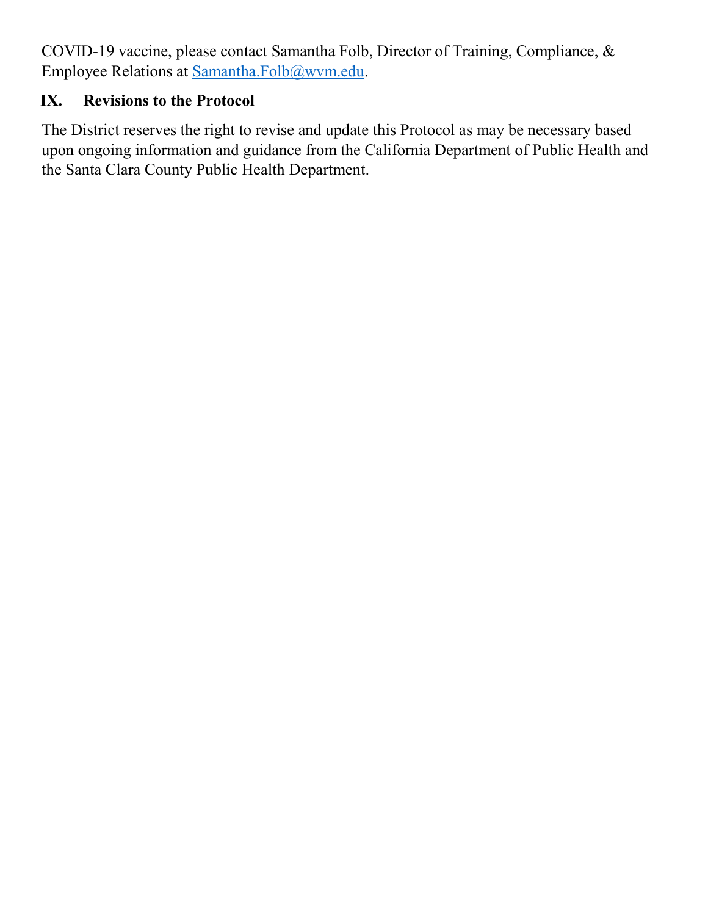COVID-19 vaccine, please contact Samantha Folb, Director of Training, Compliance, & Employee Relations at Samantha.Folb@wvm.edu.

## IX. Revisions to the Protocol

The District reserves the right to revise and update this Protocol as may be necessary based upon ongoing information and guidance from the California Department of Public Health and the Santa Clara County Public Health Department.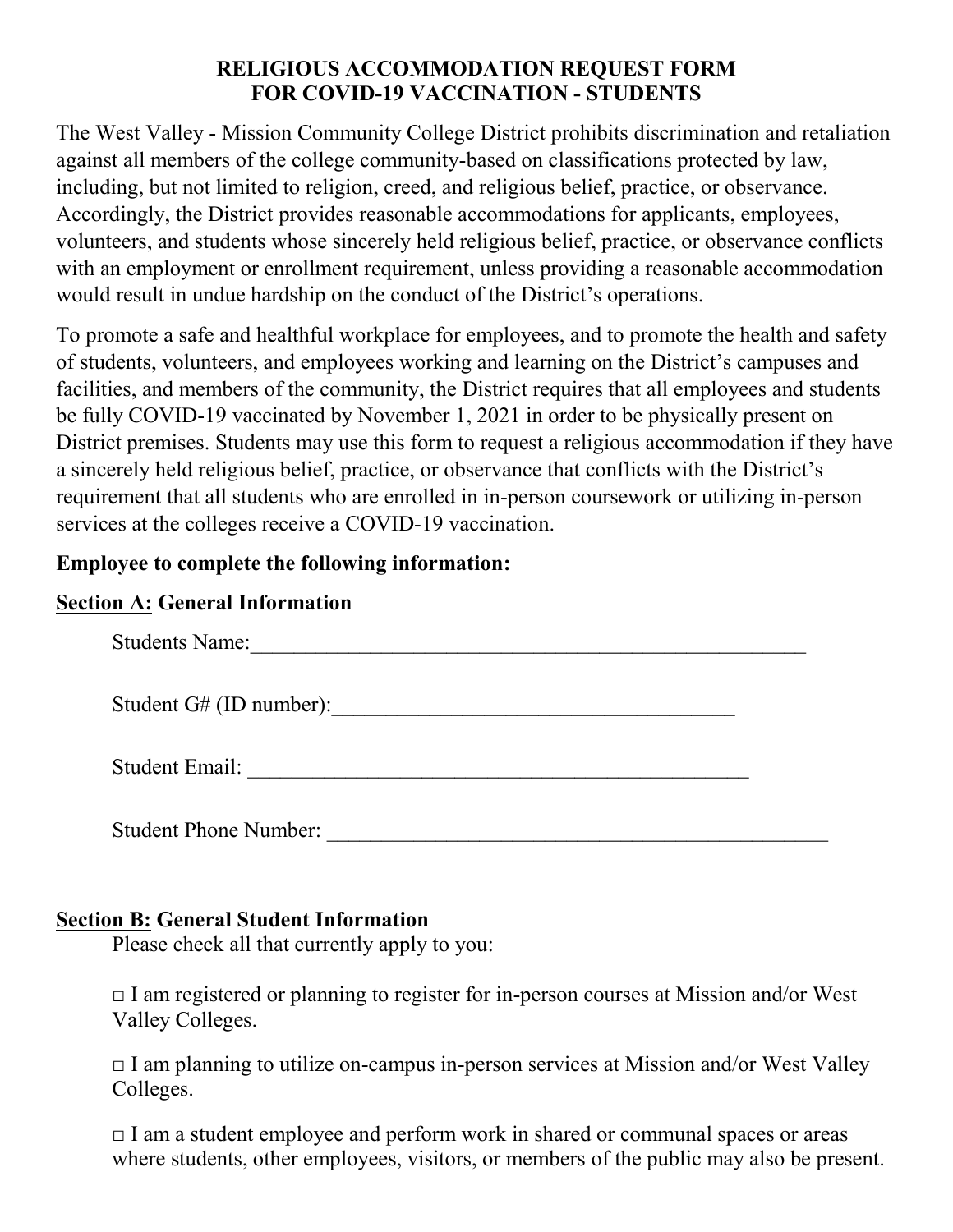# RELIGIOUS ACCOMMODATION REQUEST FORM FOR COVID-19 VACCINATION - STUDENTS

The West Valley - Mission Community College District prohibits discrimination and retaliation against all members of the college community-based on classifications protected by law, including, but not limited to religion, creed, and religious belief, practice, or observance. Accordingly, the District provides reasonable accommodations for applicants, employees, volunteers, and students whose sincerely held religious belief, practice, or observance conflicts with an employment or enrollment requirement, unless providing a reasonable accommodation would result in undue hardship on the conduct of the District's operations.

To promote a safe and healthful workplace for employees, and to promote the health and safety of students, volunteers, and employees working and learning on the District's campuses and facilities, and members of the community, the District requires that all employees and students be fully COVID-19 vaccinated by November 1, 2021 in order to be physically present on District premises. Students may use this form to request a religious accommodation if they have a sincerely held religious belief, practice, or observance that conflicts with the District's requirement that all students who are enrolled in in-person coursework or utilizing in-person services at the colleges receive a COVID-19 vaccination.

**Employee to complete the following information:**

**Section A: General Information**

Students Name:_____________________________________________________

Student G# (ID number):______________________________________

Student Email: ________________________________________________

Student Phone Number: ______________________________________________

**Section B: General Student Information**

Please check all that currently apply to you:

□ I am registered or planning to register for in-person courses at Mission and/or West Valley Colleges.

□ I am planning to utilize on-campus in-person services at Mission and/or West Valley Colleges.

□ I am a student employee and perform work in shared or communal spaces or areas where students, other employees, visitors, or members of the public may also be present.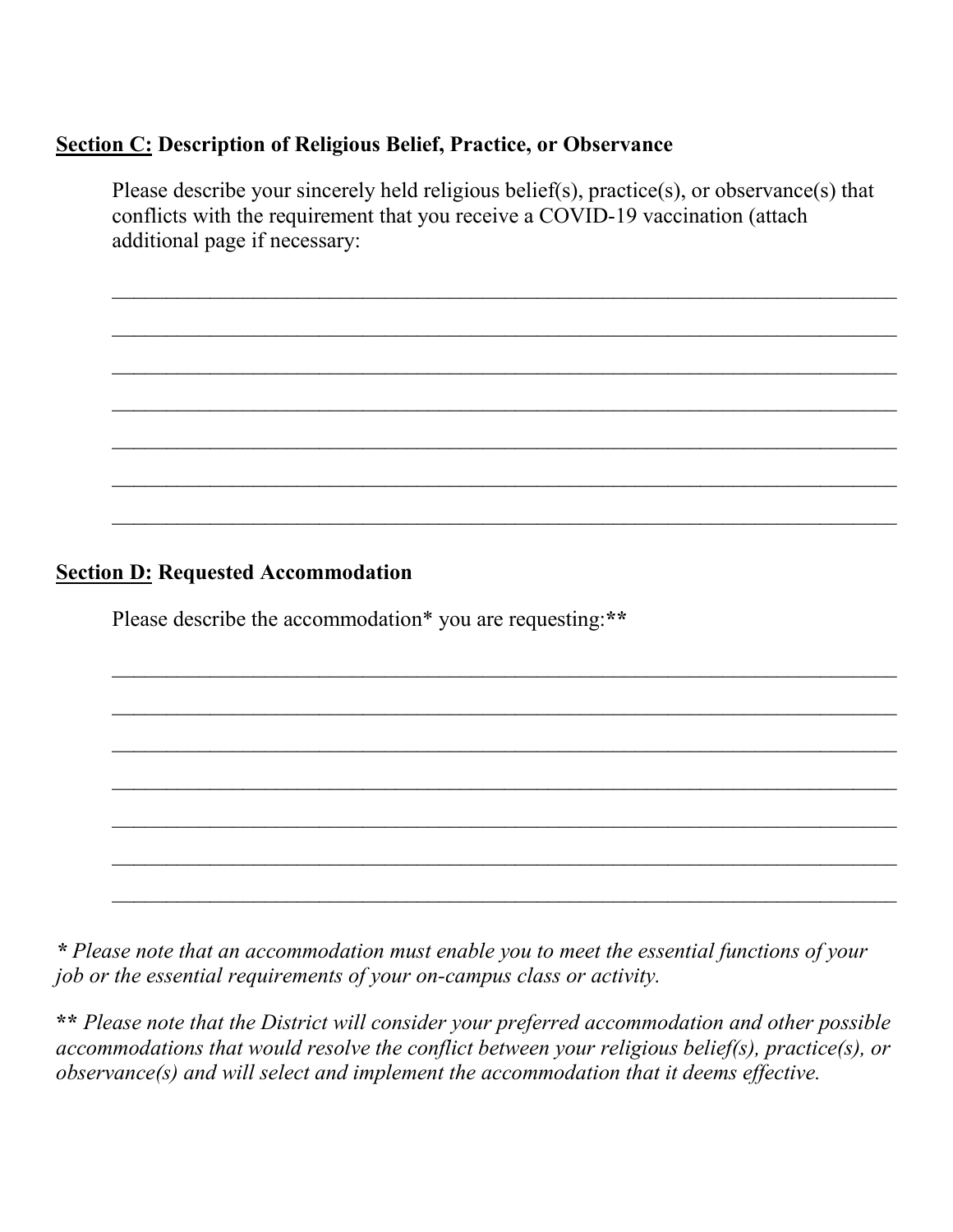**<u>Section C:</u> Description of Religious Belief, Practice, or Observance**

Please describe your sincerely held religious belief(s), practice(s), or observance(s) that conflicts with the requirement that you receive a COVID-19 vaccination (attach additional page if necessary:

___________________________________________________________________________

___________________________________________________________________________

___________________________________________________________________________

___________________________________________________________________________

___________________________________________________________________________

___________________________________________________________________________

___________________________________________________________________________

**<u>Section D:</u> Requested Accommodation**

Please describe the accommodation* you are requesting:**

___________________________________________________________________________

___________________________________________________________________________

___________________________________________________________________________

___________________________________________________________________________

___________________________________________________________________________

___________________________________________________________________________

___________________________________________________________________________

*\* Please note that an accommodation must enable you to meet the essential functions of your job or the essential requirements of your on-campus class or activity.*

*\*\* Please note that the District will consider your preferred accommodation and other possible accommodations that would resolve the conflict between your religious belief(s), practice(s), or observance(s) and will select and implement the accommodation that it deems effective.*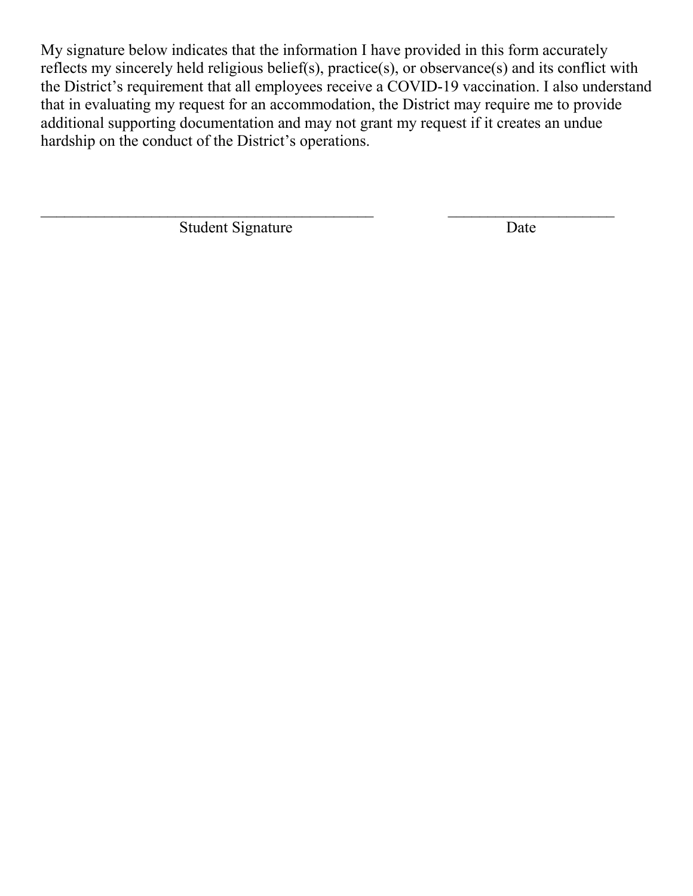My signature below indicates that the information I have provided in this form accurately reflects my sincerely held religious belief(s), practice(s), or observance(s) and its conflict with the District's requirement that all employees receive a COVID-19 vaccination. I also understand that in evaluating my request for an accommodation, the District may require me to provide additional supporting documentation and may not grant my request if it creates an undue hardship on the conduct of the District's operations.

_____________________________________________ ______________________

Student Signature Date